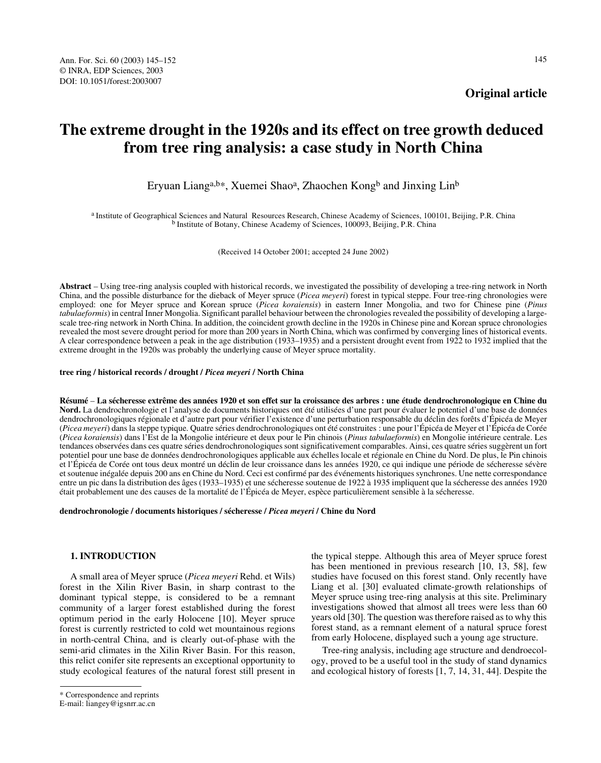**Original article**

# The extreme drought in the 1920s and its effect on tree growth deduced from tree ring analysis: a case study in North China

Eryuan Liang[a,b]*, Xuemei Shao[a], Zhaochen Kong[b] and Jinxing Lin[b]

[a] Institute of Geographical Sciences and Natural Resources Research, Chinese Academy of Sciences, 100101, Beijing, P.R. China
[b] Institute of Botany, Chinese Academy of Sciences, 100093, Beijing, P.R. China

(Received 14 October 2001; accepted 24 June 2002)

**Abstract** – Using tree-ring analysis coupled with historical records, we investigated the possibility of developing a tree-ring network in North China, and the possible disturbance for the dieback of Meyer spruce (*Picea meyeri*) forest in typical steppe. Four tree-ring chronologies were employed: one for Meyer spruce and Korean spruce (*Picea koraiensis*) in eastern Inner Mongolia, and two for Chinese pine (*Pinus tabulaeformis*) in central Inner Mongolia. Significant parallel behaviour between the chronologies revealed the possibility of developing a large-scale tree-ring network in North China. In addition, the coincident growth decline in the 1920s in Chinese pine and Korean spruce chronologies revealed the most severe drought period for more than 200 years in North China, which was confirmed by converging lines of historical events. A clear correspondence between a peak in the age distribution (1933–1935) and a persistent drought event from 1922 to 1932 implied that the extreme drought in the 1920s was probably the underlying cause of Meyer spruce mortality.

**tree ring / historical records / drought / *Picea meyeri* / North China**

**Résumé** – **La sécheresse extrême des années 1920 et son effet sur la croissance des arbres : une étude dendrochronologique en Chine du Nord.** La dendrochronologie et l'analyse de documents historiques ont été utilisées d'une part pour évaluer le potentiel d'une base de données dendrochronologiques régionale et d'autre part pour vérifier l'existence d'une perturbation responsable du déclin des forêts d'Épicéa de Meyer (*Picea meyeri*) dans la steppe typique. Quatre séries dendrochronologiques ont été construites : une pour l'Épicéa de Meyer et l'Épicéa de Corée (*Picea koraiensis*) dans l'Est de la Mongolie intérieure et deux pour le Pin chinois (*Pinus tabulaeformis*) en Mongolie intérieure centrale. Les tendances observées dans ces quatre séries dendrochronologiques sont significativement comparables. Ainsi, ces quatre séries suggèrent un fort potentiel pour une base de données dendrochronologiques applicable aux échelles locale et régionale en Chine du Nord. De plus, le Pin chinois et l'Épicéa de Corée ont tous deux montré un déclin de leur croissance dans les années 1920, ce qui indique une période de sécheresse sévère et soutenue inégalée depuis 200 ans en Chine du Nord. Ceci est confirmé par des événements historiques synchrones. Une nette correspondance entre un pic dans la distribution des âges (1933–1935) et une sécheresse soutenue de 1922 à 1935 impliquent que la sécheresse des années 1920 était probablement une des causes de la mortalité de l'Épicéa de Meyer, espèce particulièrement sensible à la sécheresse.

**dendrochronologie / documents historiques / sécheresse / *Picea meyeri* / Chine du Nord**

## 1. INTRODUCTION

A small area of Meyer spruce (*Picea meyeri* Rehd. et Wils) forest in the Xilin River Basin, in sharp contrast to the dominant typical steppe, is considered to be a remnant community of a larger forest established during the forest optimum period in the early Holocene [10]. Meyer spruce forest is currently restricted to cold wet mountainous regions in north-central China, and is clearly out-of-phase with the semi-arid climates in the Xilin River Basin. For this reason, this relict conifer site represents an exceptional opportunity to study ecological features of the natural forest still present in the typical steppe. Although this area of Meyer spruce forest has been mentioned in previous research [10, 13, 58], few studies have focused on this forest stand. Only recently have Liang et al. [30] evaluated climate-growth relationships of Meyer spruce using tree-ring analysis at this site. Preliminary investigations showed that almost all trees were less than 60 years old [30]. The question was therefore raised as to why this forest stand, as a remnant element of a natural spruce forest from early Holocene, displayed such a young age structure.

Tree-ring analysis, including age structure and dendroecology, proved to be a useful tool in the study of stand dynamics and ecological history of forests [1, 7, 14, 31, 44]. Despite the

* Correspondence and reprints
E-mail: liangey@igsnrr.ac.cn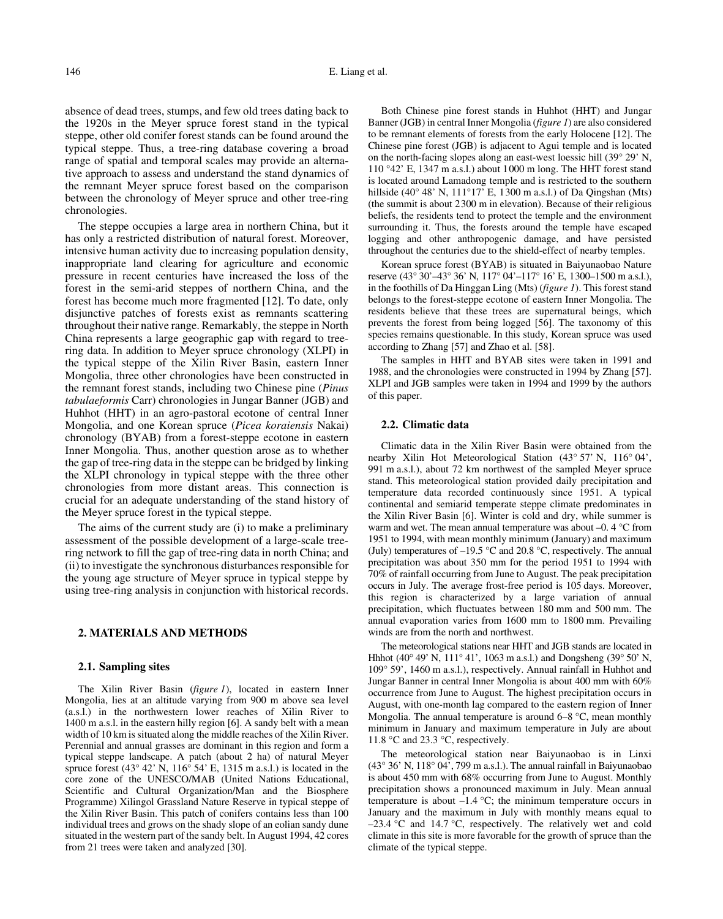absence of dead trees, stumps, and few old trees dating back to the 1920s in the Meyer spruce forest stand in the typical steppe, other old conifer forest stands can be found around the typical steppe. Thus, a tree-ring database covering a broad range of spatial and temporal scales may provide an alternative approach to assess and understand the stand dynamics of the remnant Meyer spruce forest based on the comparison between the chronology of Meyer spruce and other tree-ring chronologies.

The steppe occupies a large area in northern China, but it has only a restricted distribution of natural forest. Moreover, intensive human activity due to increasing population density, inappropriate land clearing for agriculture and economic pressure in recent centuries have increased the loss of the forest in the semi-arid steppes of northern China, and the forest has become much more fragmented [12]. To date, only disjunctive patches of forests exist as remnants scattering throughout their native range. Remarkably, the steppe in North China represents a large geographic gap with regard to tree-ring data. In addition to Meyer spruce chronology (XLPI) in the typical steppe of the Xilin River Basin, eastern Inner Mongolia, three other chronologies have been constructed in the remnant forest stands, including two Chinese pine (*Pinus tabulaeformis* Carr) chronologies in Jungar Banner (JGB) and Huhhot (HHT) in an agro-pastoral ecotone of central Inner Mongolia, and one Korean spruce (*Picea koraiensis* Nakai) chronology (BYAB) from a forest-steppe ecotone in eastern Inner Mongolia. Thus, another question arose as to whether the gap of tree-ring data in the steppe can be bridged by linking the XLPI chronology in typical steppe with the three other chronologies from more distant areas. This connection is crucial for an adequate understanding of the stand history of the Meyer spruce forest in the typical steppe.

The aims of the current study are (i) to make a preliminary assessment of the possible development of a large-scale tree-ring network to fill the gap of tree-ring data in north China; and (ii) to investigate the synchronous disturbances responsible for the young age structure of Meyer spruce in typical steppe by using tree-ring analysis in conjunction with historical records.

## 2. MATERIALS AND METHODS

### 2.1. Sampling sites

The Xilin River Basin (*figure 1*), located in eastern Inner Mongolia, lies at an altitude varying from 900 m above sea level (a.s.l.) in the northwestern lower reaches of Xilin River to 1400 m a.s.l. in the eastern hilly region [6]. A sandy belt with a mean width of 10 km is situated along the middle reaches of the Xilin River. Perennial and annual grasses are dominant in this region and form a typical steppe landscape. A patch (about 2 ha) of natural Meyer spruce forest (43° 42' N, 116° 54' E, 1315 m a.s.l.) is located in the core zone of the UNESCO/MAB (United Nations Educational, Scientific and Cultural Organization/Man and the Biosphere Programme) Xilingol Grassland Nature Reserve in typical steppe of the Xilin River Basin. This patch of conifers contains less than 100 individual trees and grows on the shady slope of an eolian sandy dune situated in the western part of the sandy belt. In August 1994, 42 cores from 21 trees were taken and analyzed [30].

Both Chinese pine forest stands in Huhhot (HHT) and Jungar Banner (JGB) in central Inner Mongolia (*figure 1*) are also considered to be remnant elements of forests from the early Holocene [12]. The Chinese pine forest (JGB) is adjacent to Agui temple and is located on the north-facing slopes along an east-west loessic hill (39° 29' N, 110 °42' E, 1347 m a.s.l.) about 1000 m long. The HHT forest stand is located around Lamadong temple and is restricted to the southern hillside (40° 48' N, 111°17' E, 1300 m a.s.l.) of Da Qingshan (Mts) (the summit is about 2300 m in elevation). Because of their religious beliefs, the residents tend to protect the temple and the environment surrounding it. Thus, the forests around the temple have escaped logging and other anthropogenic damage, and have persisted throughout the centuries due to the shield-effect of nearby temples.

Korean spruce forest (BYAB) is situated in Baiyunaobao Nature reserve (43° 30'–43° 36' N, 117° 04'–117° 16' E, 1300–1500 m a.s.l.), in the foothills of Da Hinggan Ling (Mts) (*figure 1*). This forest stand belongs to the forest-steppe ecotone of eastern Inner Mongolia. The residents believe that these trees are supernatural beings, which prevents the forest from being logged [56]. The taxonomy of this species remains questionable. In this study, Korean spruce was used according to Zhang [57] and Zhao et al. [58].

The samples in HHT and BYAB sites were taken in 1991 and 1988, and the chronologies were constructed in 1994 by Zhang [57]. XLPI and JGB samples were taken in 1994 and 1999 by the authors of this paper.

### 2.2. Climatic data

Climatic data in the Xilin River Basin were obtained from the nearby Xilin Hot Meteorological Station (43° 57' N, 116° 04', 991 m a.s.l.), about 72 km northwest of the sampled Meyer spruce stand. This meteorological station provided daily precipitation and temperature data recorded continuously since 1951. A typical continental and semiarid temperate steppe climate predominates in the Xilin River Basin [6]. Winter is cold and dry, while summer is warm and wet. The mean annual temperature was about –0. 4 °C from 1951 to 1994, with mean monthly minimum (January) and maximum (July) temperatures of –19.5 °C and 20.8 °C, respectively. The annual precipitation was about 350 mm for the period 1951 to 1994 with 70% of rainfall occurring from June to August. The peak precipitation occurs in July. The average frost-free period is 105 days. Moreover, this region is characterized by a large variation of annual precipitation, which fluctuates between 180 mm and 500 mm. The annual evaporation varies from 1600 mm to 1800 mm. Prevailing winds are from the north and northwest.

The meteorological stations near HHT and JGB stands are located in Hhhot (40° 49' N, 111° 41', 1063 m a.s.l.) and Dongsheng (39° 50' N, 109° 59', 1460 m a.s.l.), respectively. Annual rainfall in Huhhot and Jungar Banner in central Inner Mongolia is about 400 mm with 60% occurrence from June to August. The highest precipitation occurs in August, with one-month lag compared to the eastern region of Inner Mongolia. The annual temperature is around 6–8 °C, mean monthly minimum in January and maximum temperature in July are about 11.8 °C and 23.3 °C, respectively.

The meteorological station near Baiyunaobao is in Linxi (43° 36' N, 118° 04', 799 m a.s.l.). The annual rainfall in Baiyunaobao is about 450 mm with 68% occurring from June to August. Monthly precipitation shows a pronounced maximum in July. Mean annual temperature is about –1.4 °C; the minimum temperature occurs in January and the maximum in July with monthly means equal to –23.4 °C and 14.7 °C, respectively. The relatively wet and cold climate in this site is more favorable for the growth of spruce than the climate of the typical steppe.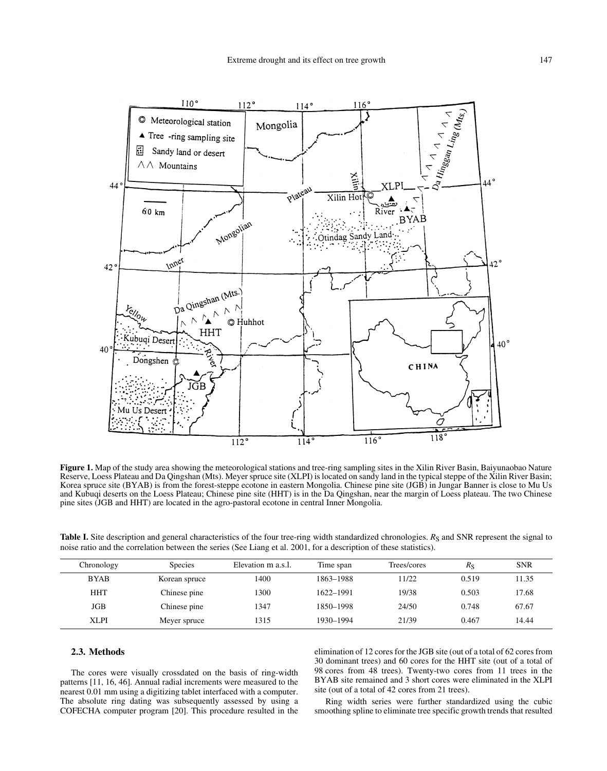**Figure 1.** Map of the study area showing the meteorological stations and tree-ring sampling sites in the Xilin River Basin, Baiyunaobao Nature Reserve, Loess Plateau and Da Qingshan (Mts). Meyer spruce site (XLPI) is located on sandy land in the typical steppe of the Xilin River Basin; Korea spruce site (BYAB) is from the forest-steppe ecotone in eastern Mongolia. Chinese pine site (JGB) in Jungar Banner is close to Mu Us and Kubuqi deserts on the Loess Plateau; Chinese pine site (HHT) is in the Da Qingshan, near the margin of Loess plateau. The two Chinese pine sites (JGB and HHT) are located in the agro-pastoral ecotone in central Inner Mongolia.

**Table I.** Site description and general characteristics of the four tree-ring width standardized chronologies. $R_S$ and SNR represent the signal to noise ratio and the correlation between the series (See Liang et al. 2001, for a description of these statistics).

| Chronology | Species | Elevation m a.s.l. | Time span | Trees/cores | $R_S$ | SNR |
|---|---|---|---|---|---|---|
| BYAB | Korean spruce | 1400 | 1863–1988 | 11/22 | 0.519 | 11.35 |
| HHT | Chinese pine | 1300 | 1622–1991 | 19/38 | 0.503 | 17.68 |
| JGB | Chinese pine | 1347 | 1850–1998 | 24/50 | 0.748 | 67.67 |
| XLPI | Meyer spruce | 1315 | 1930–1994 | 21/39 | 0.467 | 14.44 |

### 2.3. Methods

The cores were visually crossdated on the basis of ring-width patterns [11, 16, 46]. Annual radial increments were measured to the nearest 0.01 mm using a digitizing tablet interfaced with a computer. The absolute ring dating was subsequently assessed by using a COFECHA computer program [20]. This procedure resulted in the elimination of 12 cores for the JGB site (out of a total of 62 cores from 30 dominant trees) and 60 cores for the HHT site (out of a total of 98 cores from 48 trees). Twenty-two cores from 11 trees in the BYAB site remained and 3 short cores were eliminated in the XLPI site (out of a total of 42 cores from 21 trees).

Ring width series were further standardized using the cubic smoothing spline to eliminate tree specific growth trends that resulted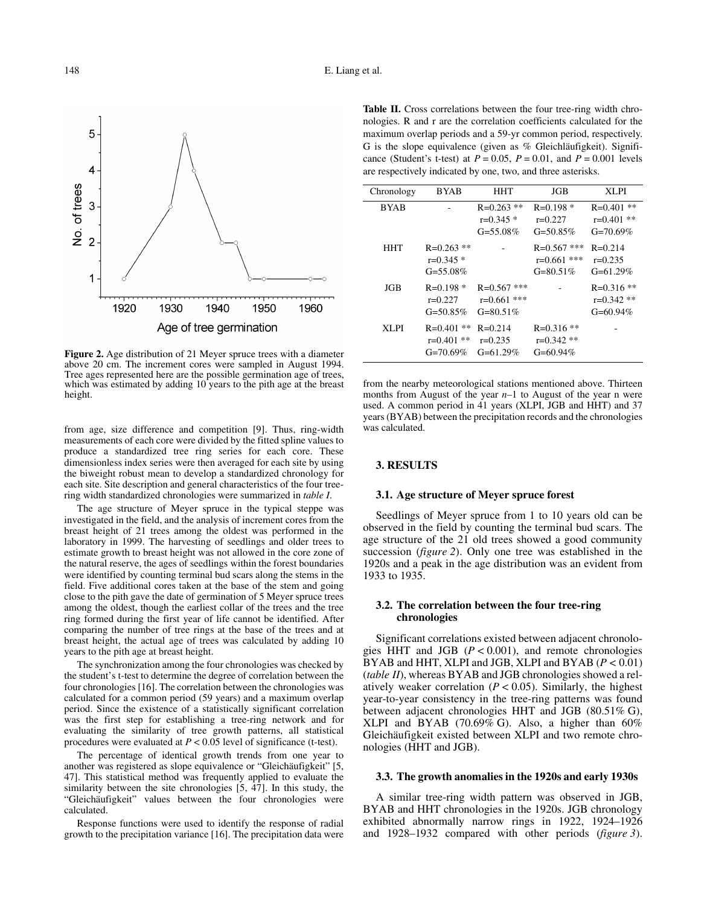**Figure 2.** Age distribution of 21 Meyer spruce trees with a diameter above 20 cm. The increment cores were sampled in August 1994. Tree ages represented here are the possible germination age of trees, which was estimated by adding 10 years to the pith age at the breast height.

from age, size difference and competition [9]. Thus, ring-width measurements of each core were divided by the fitted spline values to produce a standardized tree ring series for each core. These dimensionless index series were then averaged for each site by using the biweight robust mean to develop a standardized chronology for each site. Site description and general characteristics of the four tree-ring width standardized chronologies were summarized in *table I*.

The age structure of Meyer spruce in the typical steppe was investigated in the field, and the analysis of increment cores from the breast height of 21 trees among the oldest was performed in the laboratory in 1999. The harvesting of seedlings and older trees to estimate growth to breast height was not allowed in the core zone of the natural reserve, the ages of seedlings within the forest boundaries were identified by counting terminal bud scars along the stems in the field. Five additional cores taken at the base of the stem and going close to the pith gave the date of germination of 5 Meyer spruce trees among the oldest, though the earliest collar of the trees and the tree ring formed during the first year of life cannot be identified. After comparing the number of tree rings at the base of the trees and at breast height, the actual age of trees was calculated by adding 10 years to the pith age at breast height.

The synchronization among the four chronologies was checked by the student's t-test to determine the degree of correlation between the four chronologies [16]. The correlation between the chronologies was calculated for a common period (59 years) and a maximum overlap period. Since the existence of a statistically significant correlation was the first step for establishing a tree-ring network and for evaluating the similarity of tree growth patterns, all statistical procedures were evaluated at $P < 0.05$ level of significance (t-test).

The percentage of identical growth trends from one year to another was registered as slope equivalence or "Gleichäufigkeit" [5, 47]. This statistical method was frequently applied to evaluate the similarity between the site chronologies [5, 47]. In this study, the "Gleichäufigkeit" values between the four chronologies were calculated.

Response functions were used to identify the response of radial growth to the precipitation variance [16]. The precipitation data were from the nearby meteorological stations mentioned above. Thirteen months from August of the year $n$–1 to August of the year n were used. A common period in 41 years (XLPI, JGB and HHT) and 37 years (BYAB) between the precipitation records and the chronologies was calculated.

**Table II.** Cross correlations between the four tree-ring width chronologies. R and r are the correlation coefficients calculated for the maximum overlap periods and a 59-yr common period, respectively. G is the slope equivalence (given as % Gleichläufigkeit). Significance (Student's t-test) at $P = 0.05$, $P = 0.01$, and $P = 0.001$ levels are respectively indicated by one, two, and three asterisks.

| Chronology | BYAB | HHT | JGB | XLPI |
|---|---|---|---|---|
| BYAB | - | R=0.263 ** r=0.345 * G=55.08% | R=0.198 * r=0.227 G=50.85% | R=0.401 ** r=0.401 ** G=70.69% |
| HHT | R=0.263 ** r=0.345 * G=55.08% | - | R=0.567 *** r=0.661 *** G=80.51% | R=0.214 r=0.235 G=61.29% |
| JGB | R=0.198 * r=0.227 G=50.85% | R=0.567 *** r=0.661 *** G=80.51% | - | R=0.316 ** r=0.342 ** G=60.94% |
| XLPI | R=0.401 ** r=0.401 ** G=70.69% | R=0.214 r=0.235 G=61.29% | R=0.316 ** r=0.342 ** G=60.94% | - |

## 3. RESULTS

### 3.1. Age structure of Meyer spruce forest

Seedlings of Meyer spruce from 1 to 10 years old can be observed in the field by counting the terminal bud scars. The age structure of the 21 old trees showed a good community succession (*figure 2*). Only one tree was established in the 1920s and a peak in the age distribution was an evident from 1933 to 1935.

### 3.2. The correlation between the four tree-ring chronologies

Significant correlations existed between adjacent chronologies HHT and JGB ($P < 0.001$), and remote chronologies BYAB and HHT, XLPI and JGB, XLPI and BYAB ($P < 0.01$) (*table II*), whereas BYAB and JGB chronologies showed a relatively weaker correlation ($P < 0.05$). Similarly, the highest year-to-year consistency in the tree-ring patterns was found between adjacent chronologies HHT and JGB (80.51% G), XLPI and BYAB (70.69% G). Also, a higher than 60% Gleichäufigkeit existed between XLPI and two remote chronologies (HHT and JGB).

### 3.3. The growth anomalies in the 1920s and early 1930s

A similar tree-ring width pattern was observed in JGB, BYAB and HHT chronologies in the 1920s. JGB chronology exhibited abnormally narrow rings in 1922, 1924–1926 and 1928–1932 compared with other periods (*figure 3*).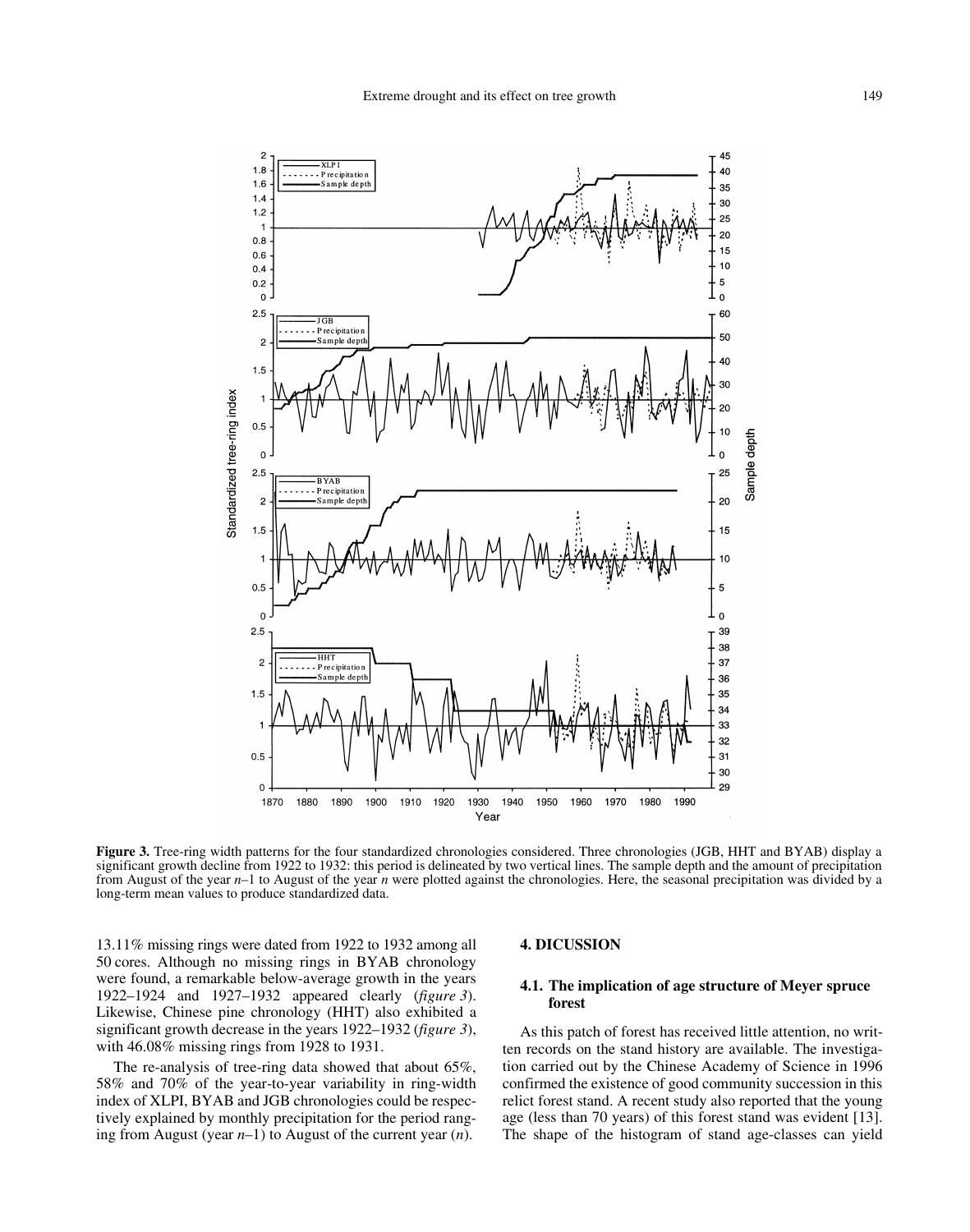**Figure 3.** Tree-ring width patterns for the four standardized chronologies considered. Three chronologies (JGB, HHT and BYAB) display a significant growth decline from 1922 to 1932: this period is delineated by two vertical lines. The sample depth and the amount of precipitation from August of the year $n$–1 to August of the year $n$ were plotted against the chronologies. Here, the seasonal precipitation was divided by a long-term mean values to produce standardized data.

13.11% missing rings were dated from 1922 to 1932 among all 50 cores. Although no missing rings in BYAB chronology were found, a remarkable below-average growth in the years 1922–1924 and 1927–1932 appeared clearly (*figure 3*). Likewise, Chinese pine chronology (HHT) also exhibited a significant growth decrease in the years 1922–1932 (*figure 3*), with 46.08% missing rings from 1928 to 1931.

The re-analysis of tree-ring data showed that about 65%, 58% and 70% of the year-to-year variability in ring-width index of XLPI, BYAB and JGB chronologies could be respectively explained by monthly precipitation for the period ranging from August (year $n$–1) to August of the current year ($n$).

## 4. DICUSSION

### 4.1. The implication of age structure of Meyer spruce forest

As this patch of forest has received little attention, no written records on the stand history are available. The investigation carried out by the Chinese Academy of Science in 1996 confirmed the existence of good community succession in this relict forest stand. A recent study also reported that the young age (less than 70 years) of this forest stand was evident [13]. The shape of the histogram of stand age-classes can yield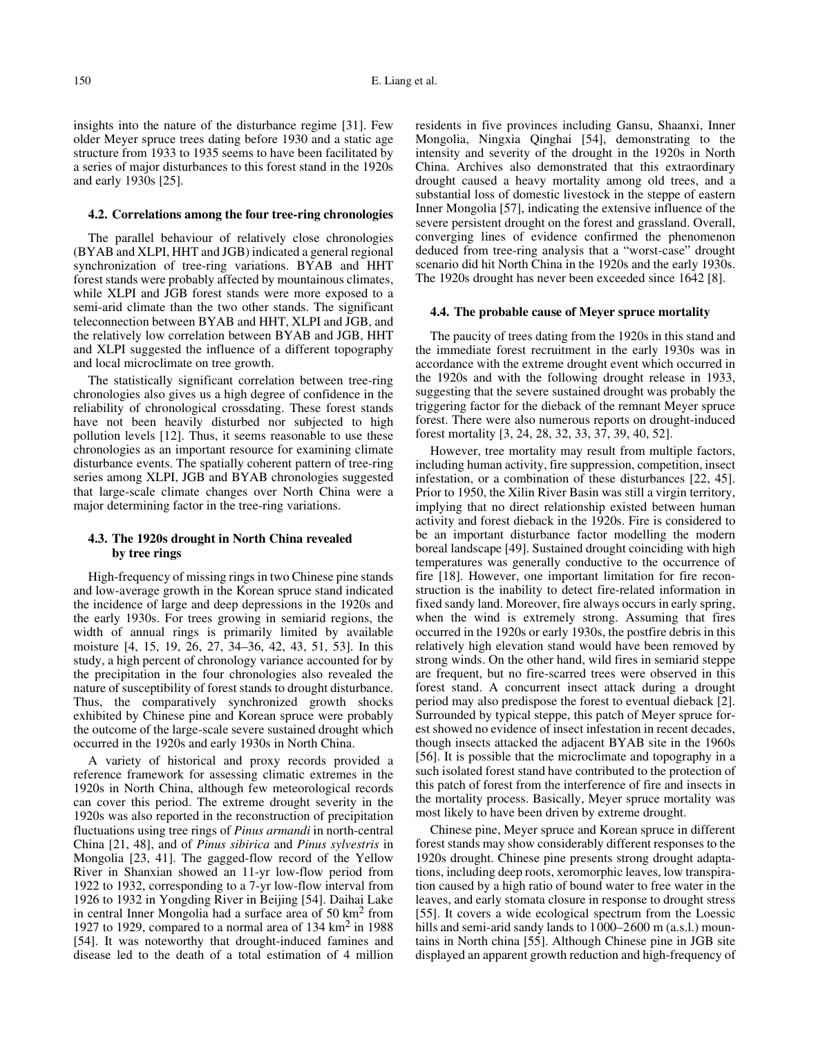insights into the nature of the disturbance regime [31]. Few older Meyer spruce trees dating before 1930 and a static age structure from 1933 to 1935 seems to have been facilitated by a series of major disturbances to this forest stand in the 1920s and early 1930s [25].

### 4.2. Correlations among the four tree-ring chronologies

The parallel behaviour of relatively close chronologies (BYAB and XLPI, HHT and JGB) indicated a general regional synchronization of tree-ring variations. BYAB and HHT forest stands were probably affected by mountainous climates, while XLPI and JGB forest stands were more exposed to a semi-arid climate than the two other stands. The significant teleconnection between BYAB and HHT, XLPI and JGB, and the relatively low correlation between BYAB and JGB, HHT and XLPI suggested the influence of a different topography and local microclimate on tree growth.

The statistically significant correlation between tree-ring chronologies also gives us a high degree of confidence in the reliability of chronological crossdating. These forest stands have not been heavily disturbed nor subjected to high pollution levels [12]. Thus, it seems reasonable to use these chronologies as an important resource for examining climatic disturbance events. The spatially coherent pattern of tree-ring series among XLPI, JGB and BYAB chronologies suggested that large-scale climate changes over North China were a major determining factor in the tree-ring variations.

### 4.3. The 1920s drought in North China revealed by tree rings

High-frequency of missing rings in two Chinese pine stands and low-average growth in the Korean spruce stand indicated the incidence of large and deep depressions in the 1920s and the early 1930s. For trees growing in semiarid regions, the width of annual rings is primarily limited by available moisture [4, 15, 19, 26, 27, 34–36, 42, 43, 51, 53]. In this study, a high percent of chronology variance accounted for by the precipitation in the four chronologies also revealed the nature of susceptibility of forest stands to drought disturbance. Thus, the comparatively synchronized growth shocks exhibited by Chinese pine and Korean spruce were probably the outcome of the large-scale severe sustained drought which occurred in the 1920s and early 1930s in North China.

A variety of historical and proxy records provided a reference framework for assessing climatic extremes in the 1920s in North China, although few meteorological records can cover this period. The extreme drought severity in the 1920s was also reported in the reconstruction of precipitation fluctuations using tree rings of *Pinus armandi* in north-central China [21, 48], and of *Pinus sibirica* and *Pinus sylvestris* in Mongolia [23, 41]. The gagged-flow record of the Yellow River in Shanxian showed an 11-yr low-flow period from 1922 to 1932, corresponding to a 7-yr low-flow interval from 1926 to 1932 in Yongding River in Beijing [54]. Daihai Lake in central Inner Mongolia had a surface area of 50 $km^2$ from 1927 to 1929, compared to a normal area of 134 $km^2$ in 1988 [54]. It was noteworthy that drought-induced famines and disease led to the death of a total estimation of 4 million residents in five provinces including Gansu, Shaanxi, Inner Mongolia, Ningxia Qinghai [54], demonstrating to the intensity and severity of the drought in the 1920s in North China. Archives also demonstrated that this extraordinary drought caused a heavy mortality among old trees, and a substantial loss of domestic livestock in the steppe of eastern Inner Mongolia [57], indicating the extensive influence of the severe persistent drought on the forest and grassland. Overall, converging lines of evidence confirmed the phenomenon deduced from tree-ring analysis that a "worst-case" drought scenario did hit North China in the 1920s and the early 1930s. The 1920s drought has never been exceeded since 1642 [8].

### 4.4. The probable cause of Meyer spruce mortality

The paucity of trees dating from the 1920s in this stand and the immediate forest recruitment in the early 1930s was in accordance with the extreme drought event which occurred in the 1920s and with the following drought release in 1933, suggesting that the severe sustained drought was probably the triggering factor for the dieback of the remnant Meyer spruce forest. There were also numerous reports on drought-induced forest mortality [3, 24, 28, 32, 33, 37, 39, 40, 52].

However, tree mortality may result from multiple factors, including human activity, fire suppression, competition, insect infestation, or a combination of these disturbances [22, 45]. Prior to 1950, the Xilin River Basin was still a virgin territory, implying that no direct relationship existed between human activity and forest dieback in the 1920s. Fire is considered to be an important disturbance factor modelling the modern boreal landscape [49]. Sustained drought coinciding with high temperatures was generally conductive to the occurrence of fire [18]. However, one important limitation for fire reconstruction is the inability to detect fire-related information in fixed sandy land. Moreover, fire always occurs in early spring, when the wind is extremely strong. Assuming that fires occurred in the 1920s or early 1930s, the postfire debris in this relatively high elevation stand would have been removed by strong winds. On the other hand, wild fires in semiarid steppe are frequent, but no fire-scarred trees were observed in this forest stand. A concurrent insect attack during a drought period may also predispose the forest to eventual dieback [2]. Surrounded by typical steppe, this patch of Meyer spruce forest showed no evidence of insect infestation in recent decades, though insects attacked the adjacent BYAB site in the 1960s [56]. It is possible that the microclimate and topography in a such isolated forest stand have contributed to the protection of this patch of forest from the interference of fire and insects in the mortality process. Basically, Meyer spruce mortality was most likely to have been driven by extreme drought.

Chinese pine, Meyer spruce and Korean spruce in different forest stands may show considerably different responses to the 1920s drought. Chinese pine presents strong drought adaptations, including deep roots, xeromorphic leaves, low transpiration caused by a high ratio of bound water to free water in the leaves, and early stomata closure in response to drought stress [55]. It covers a wide ecological spectrum from the Loessic hills and semi-arid sandy lands to 1000–2600 m (a.s.l.) mountains in North china [55]. Although Chinese pine in JGB site displayed an apparent growth reduction and high-frequency of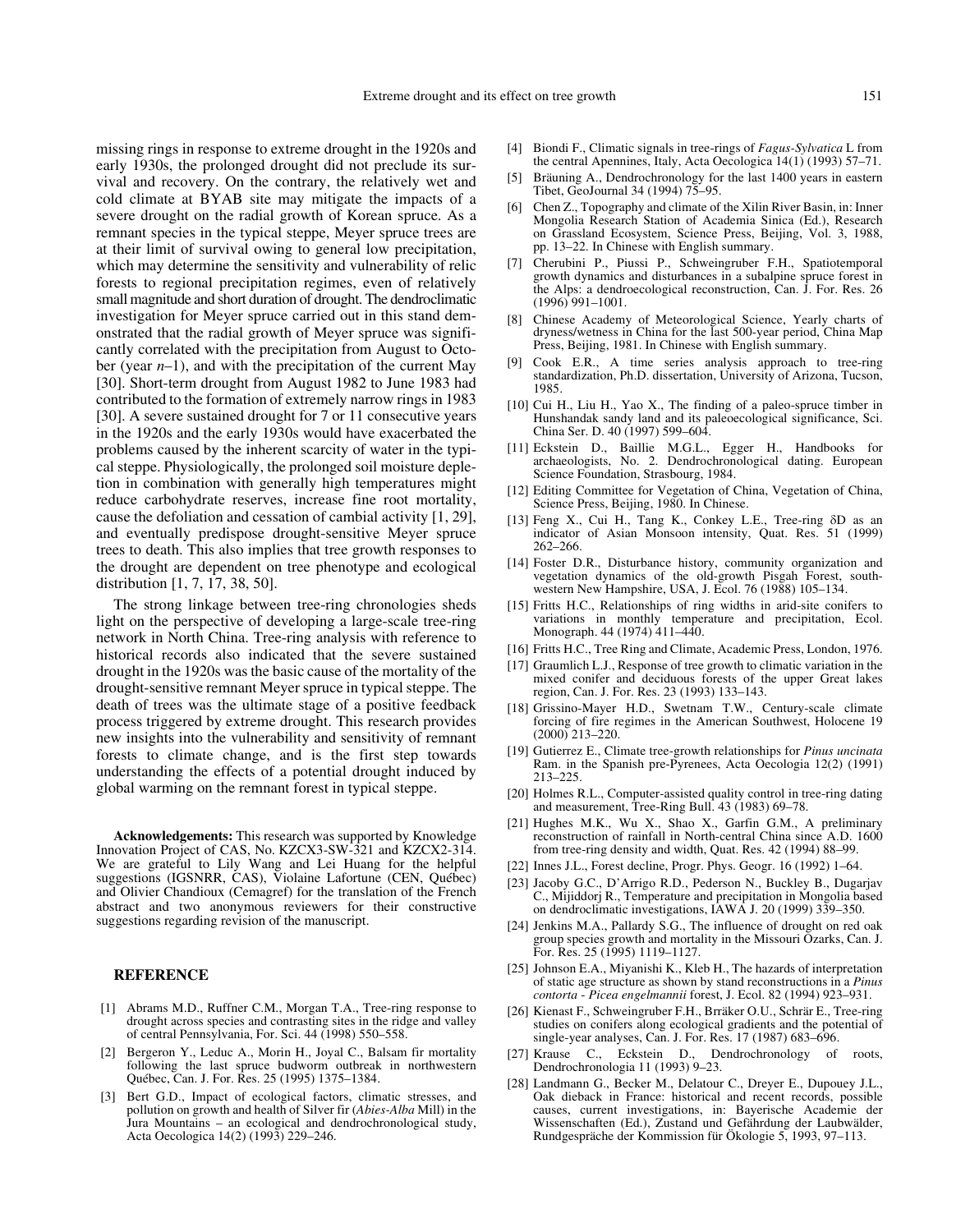missing rings in response to extreme drought in the 1920s and early 1930s, the prolonged drought did not preclude its survival and recovery. On the contrary, the relatively wet and cold climate at BYAB site may mitigate the impacts of a severe drought on the radial growth of Korean spruce. As a remnant species in the typical steppe, Meyer spruce trees are at their limit of survival owing to general low precipitation, which may determine the sensitivity and vulnerability of relic forests to regional precipitation regimes, even of relatively small magnitude and short duration of drought. The dendroclimatic investigation for Meyer spruce carried out in this stand demonstrated that the radial growth of Meyer spruce was significantly correlated with the precipitation from August to October (year *n*–1), and with the precipitation of the current May [30]. Short-term drought from August 1982 to June 1983 had contributed to the formation of extremely narrow rings in 1983 [30]. A severe sustained drought for 7 or 11 consecutive years in the 1920s and the early 1930s would have exacerbated the problems caused by the inherent scarcity of water in the typical steppe. Physiologically, the prolonged soil moisture depletion in combination with generally high temperatures might reduce carbohydrate reserves, increase fine root mortality, cause the defoliation and cessation of cambial activity [1, 29], and eventually predispose drought-sensitive Meyer spruce trees to death. This also implies that tree growth responses to the drought are dependent on tree phenotype and ecological distribution [1, 7, 17, 38, 50].

The strong linkage between tree-ring chronologies sheds light on the perspective of developing a large-scale tree-ring network in North China. Tree-ring analysis with reference to historical records also indicated that the severe sustained drought in the 1920s was the basic cause of the mortality of the drought-sensitive remnant Meyer spruce in typical steppe. The death of trees was the ultimate stage of a positive feedback process triggered by extreme drought. This research provides new insights into the vulnerability and sensitivity of remnant forests to climate change, and is the first step towards understanding the effects of a potential drought induced by global warming on the remnant forest in typical steppe.

**Acknowledgements:** This research was supported by Knowledge Innovation Project of CAS, No. KZCX3-SW-321 and KZCX2-314. We are grateful to Lily Wang and Lei Huang for the helpful suggestions (IGSNRR, CAS), Violaine Lafortune (CEN, Québec) and Olivier Chandioux (Cemagref) for the translation of the French abstract and two anonymous reviewers for their constructive suggestions regarding revision of the manuscript.

## REFERENCE

[1] Abrams M.D., Ruffner C.M., Morgan T.A., Tree-ring response to drought across species and contrasting sites in the ridge and valley of central Pennsylvania, For. Sci. 44 (1998) 550–558.

[2] Bergeron Y., Leduc A., Morin H., Joyal C., Balsam fir mortality following the last spruce budworm outbreak in northwestern Québec, Can. J. For. Res. 25 (1995) 1375–1384.

[3] Bert G.D., Impact of ecological factors, climatic stresses, and pollution on growth and health of Silver fir (*Abies-Alba* Mill) in the Jura Mountains – an ecological and dendrochronological study, Acta Oecologica 14(2) (1993) 229–246.

[4] Biondi F., Climatic signals in tree-rings of *Fagus-Sylvatica* L from the central Apennines, Italy, Acta Oecologica 14(1) (1993) 57–71.

[5] Bräuning A., Dendrochronology for the last 1400 years in eastern Tibet, GeoJournal 34 (1994) 75–95.

[6] Chen Z., Topography and climate of the Xilin River Basin, in: Inner Mongolia Research Station of Academia Sinica (Ed.), Research on Grassland Ecosystem, Science Press, Beijing, Vol. 3, 1988, pp. 13–22. In Chinese with English summary.

[7] Cherubini P., Piussi P., Schweingruber F.H., Spatiotemporal growth dynamics and disturbances in a subalpine spruce forest in the Alps: a dendroecological reconstruction, Can. J. For. Res. 26 (1996) 991–1001.

[8] Chinese Academy of Meteorological Science, Yearly charts of dryness/wetness in China for the last 500-year period, China Map Press, Beijing, 1981. In Chinese with English summary.

[9] Cook E.R., A time series analysis approach to tree-ring standardization, Ph.D. dissertation, University of Arizona, Tucson, 1985.

[10] Cui H., Liu H., Yao X., The finding of a paleo-spruce timber in Hunshandak sandy land and its paleoecological significance, Sci. China Ser. D. 40 (1997) 599–604.

[11] Eckstein D., Baillie M.G.L., Egger H., Handbooks for archaeologists, No. 2. Dendrochronological dating. European Science Foundation, Strasbourg, 1984.

[12] Editing Committee for Vegetation of China, Vegetation of China, Science Press, Beijing, 1980. In Chinese.

[13] Feng X., Cui H., Tang K., Conkey L.E., Tree-ring δD as an indicator of Asian Monsoon intensity, Quat. Res. 51 (1999) 262–266.

[14] Foster D.R., Disturbance history, community organization and vegetation dynamics of the old-growth Pisgah Forest, southwestern New Hampshire, USA, J. Ecol. 76 (1988) 105–134.

[15] Fritts H.C., Relationships of ring widths in arid-site conifers to variations in monthly temperature and precipitation, Ecol. Monograph. 44 (1974) 411–440.

[16] Fritts H.C., Tree Ring and Climate, Academic Press, London, 1976.

[17] Graumlich L.J., Response of tree growth to climatic variation in the mixed conifer and deciduous forests of the upper Great lakes region, Can. J. For. Res. 23 (1993) 133–143.

[18] Grissino-Mayer H.D., Swetnam T.W., Century-scale climate forcing of fire regimes in the American Southwest, Holocene 19 (2000) 213–220.

[19] Gutierrez E., Climate tree-growth relationships for *Pinus uncinata* Ram. in the Spanish pre-Pyrenees, Acta Oecologia 12(2) (1991) 213–225.

[20] Holmes R.L., Computer-assisted quality control in tree-ring dating and measurement, Tree-Ring Bull. 43 (1983) 69–78.

[21] Hughes M.K., Wu X., Shao X., Garfin G.M., A preliminary reconstruction of rainfall in North-central China since A.D. 1600 from tree-ring density and width, Quat. Res. 42 (1994) 88–99.

[22] Innes J.L., Forest decline, Progr. Phys. Geogr. 16 (1992) 1–64.

[23] Jacoby G.C., D'Arrigo R.D., Pederson N., Buckley B., Dugarjav C., Mijiddorj R., Temperature and precipitation in Mongolia based on dendroclimatic investigations, IAWA J. 20 (1999) 339–350.

[24] Jenkins M.A., Pallardy S.G., The influence of drought on red oak group species growth and mortality in the Missouri Ozarks, Can. J. For. Res. 25 (1995) 1119–1127.

[25] Johnson E.A., Miyanishi K., Kleb H., The hazards of interpretation of static age structure as shown by stand reconstructions in a *Pinus contorta - Picea engelmannii* forest, J. Ecol. 82 (1994) 923–931.

[26] Kienast F., Schweingruber F.H., Brräker O.U., Schrär E., Tree-ring studies on conifers along ecological gradients and the potential of single-year analyses, Can. J. For. Res. 17 (1987) 683–696.

[27] Krause C., Eckstein D., Dendrochronology of roots, Dendrochronologia 11 (1993) 9–23.

[28] Landmann G., Becker M., Delatour C., Dreyer E., Dupouey J.L., Oak dieback in France: historical and recent records, possible causes, current investigations, in: Bayerische Academie der Wissenschaften (Ed.), Zustand und Gefährdung der Laubwälder, Rundgespräche der Kommission für Ökologie 5, 1993, 97–113.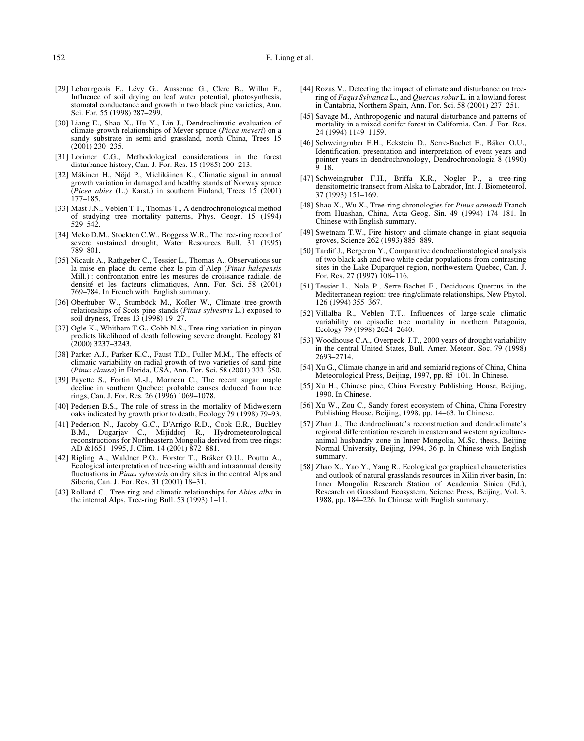[29] Lebourgeois F., Lévy G., Aussenac G., Clerc B., Willm F., Influence of soil drying on leaf water potential, photosynthesis, stomatal conductance and growth in two black pine varieties, Ann. Sci. For. 55 (1998) 287–299.

[30] Liang E., Shao X., Hu Y., Lin J., Dendroclimatic evaluation of climate-growth relationships of Meyer spruce (*Picea meyeri*) on a sandy substrate in semi-arid grassland, north China, Trees 15 (2001) 230–235.

[31] Lorimer C.G., Methodological considerations in the forest disturbance history, Can. J. For. Res. 15 (1985) 200–213.

[32] Mäkinen H., Nöjd P., Mielikäinen K., Climatic signal in annual growth variation in damaged and healthy stands of Norway spruce (*Picea abies* (L.) Karst.) in southern Finland, Trees 15 (2001) 177–185.

[33] Mast J.N., Veblen T.T., Thomas T., A dendrochronological method of studying tree mortality patterns, Phys. Geogr. 15 (1994) 529–542.

[34] Meko D.M., Stockton C.W., Boggess W.R., The tree-ring record of severe sustained drought, Water Resources Bull. 31 (1995) 789–801.

[35] Nicault A., Rathgeber C., Tessier L., Thomas A., Observations sur la mise en place du cerne chez le pin d'Alep (*Pinus halepensis* Mill.) : confrontation entre les mesures de croissance radiale, de densité et les facteurs climatiques, Ann. For. Sci. 58 (2001) 769–784. In French with English summary.

[36] Oberhuber W., Stumböck M., Kofler W., Climate tree-growth relationships of Scots pine stands (*Pinus sylvestris* L.) exposed to soil dryness, Trees 13 (1998) 19–27.

[37] Ogle K., Whitham T.G., Cobb N.S., Tree-ring variation in pinyon predicts likelihood of death following severe drought, Ecology 81 (2000) 3237–3243.

[38] Parker A.J., Parker K.C., Faust T.D., Fuller M.M., The effects of climatic variability on radial growth of two varieties of sand pine (*Pinus clausa*) in Florida, USA, Ann. For. Sci. 58 (2001) 333–350.

[39] Payette S., Fortin M.-J., Morneau C., The recent sugar maple decline in southern Quebec: probable causes deduced from tree rings, Can. J. For. Res. 26 (1996) 1069–1078.

[40] Pedersen B.S., The role of stress in the mortality of Midwestern oaks indicated by growth prior to death, Ecology 79 (1998) 79–93.

[41] Pederson N., Jacoby G.C., D'Arrigo R.D., Cook E.R., Buckley B.M., Dugarjav C., Mijiddorj R., Hydrometeorological reconstructions for Northeastern Mongolia derived from tree rings: AD &1651–1995, J. Clim. 14 (2001) 872–881.

[42] Rigling A., Waldner P.O., Forster T., Bräker O.U., Pouttu A., Ecological interpretation of tree-ring width and intraannual density fluctuations in *Pinus sylvestris* on dry sites in the central Alps and Siberia, Can. J. For. Res. 31 (2001) 18–31.

[43] Rolland C., Tree-ring and climatic relationships for *Abies alba* in the internal Alps, Tree-ring Bull. 53 (1993) 1–11.

[44] Rozas V., Detecting the impact of climate and disturbance on tree-ring of *Fagus Sylvatica* L., and *Quercus robur* L. in a lowland forest in Cantabria, Northern Spain, Ann. For. Sci. 58 (2001) 237–251.

[45] Savage M., Anthropogenic and natural disturbance and patterns of mortality in a mixed conifer forest in California, Can. J. For. Res. 24 (1994) 1149–1159.

[46] Schweingruber F.H., Eckstein D., Serre-Bachet F., Bäker O.U., Identification, presentation and interpretation of event years and pointer years in dendrochronology, Dendrochronologia 8 (1990) 9–18.

[47] Schweingruber F.H., Briffa K.R., Nogler P., a tree-ring densitometric transect from Alska to Labrador, Int. J. Biometeorol. 37 (1993) 151–169.

[48] Shao X., Wu X., Tree-ring chronologies for *Pinus armandi* Franch from Huashan, China, Acta Geog. Sin. 49 (1994) 174–181. In Chinese with English summary.

[49] Swetnam T.W., Fire history and climate change in giant sequoia groves, Science 262 (1993) 885–889.

[50] Tardif J., Bergeron Y., Comparative dendroclimatological analysis of two black ash and two white cedar populations from contrasting sites in the Lake Duparquet region, northwestern Quebec, Can. J. For. Res. 27 (1997) 108–116.

[51] Tessier L., Nola P., Serre-Bachet F., Deciduous Quercus in the Mediterranean region: tree-ring/climate relationships, New Phytol. 126 (1994) 355–367.

[52] Villalba R., Veblen T.T., Influences of large-scale climatic variability on episodic tree mortality in northern Patagonia, Ecology 79 (1998) 2624–2640.

[53] Woodhouse C.A., Overpeck J.T., 2000 years of drought variability in the central United States, Bull. Amer. Meteor. Soc. 79 (1998) 2693–2714.

[54] Xu G., Climate change in arid and semiarid regions of China, China Meteorological Press, Beijing, 1997, pp. 85–101. In Chinese.

[55] Xu H., Chinese pine, China Forestry Publishing House, Beijing, 1990. In Chinese.

[56] Xu W., Zou C., Sandy forest ecosystem of China, China Forestry Publishing House, Beijing, 1998, pp. 14–63. In Chinese.

[57] Zhan J., The dendroclimate's reconstruction and dendroclimate's regional differentiation research in eastern and western agriculture-animal husbandry zone in Inner Mongolia, M.Sc. thesis, Beijing Normal University, Beijing, 1994, 36 p. In Chinese with English summary.

[58] Zhao X., Yao Y., Yang R., Ecological geographical characteristics and outlook of natural grasslands resources in Xilin river basin, In: Inner Mongolia Research Station of Academia Sinica (Ed.), Research on Grassland Ecosystem, Science Press, Beijing, Vol. 3. 1988, pp. 184–226. In Chinese with English summary.